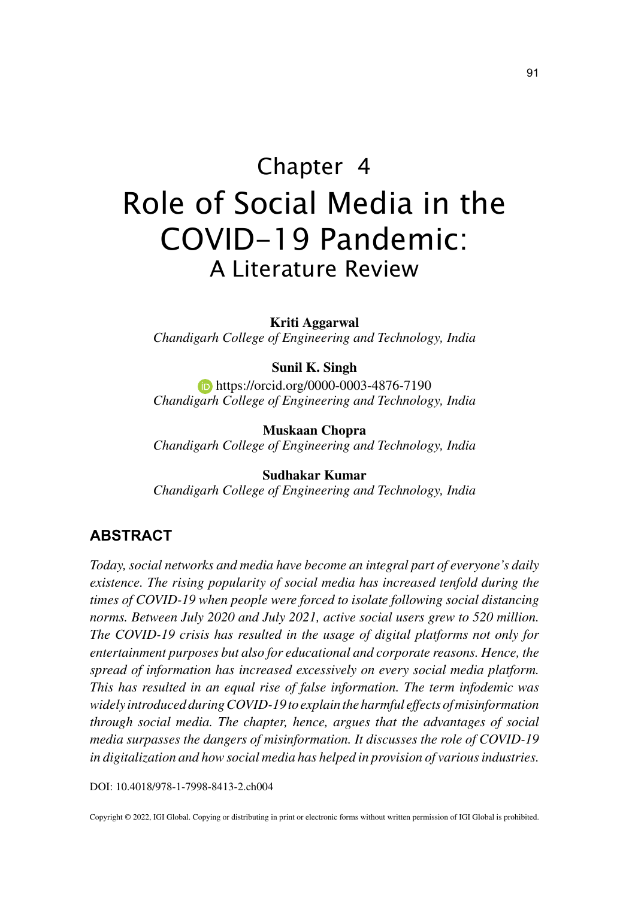# Chapter 4
# Role of Social Media in the COVID-19 Pandemic:
## A Literature Review

**Kriti Aggarwal**
*Chandigarh College of Engineering and Technology, India*

**Sunil K. Singh**
https://orcid.org/0000-0003-4876-7190
*Chandigarh College of Engineering and Technology, India*

**Muskaan Chopra**
*Chandigarh College of Engineering and Technology, India*

**Sudhakar Kumar**
*Chandigarh College of Engineering and Technology, India*

## ABSTRACT

*Today, social networks and media have become an integral part of everyone's daily existence. The rising popularity of social media has increased tenfold during the times of COVID-19 when people were forced to isolate following social distancing norms. Between July 2020 and July 2021, active social users grew to 520 million. The COVID-19 crisis has resulted in the usage of digital platforms not only for entertainment purposes but also for educational and corporate reasons. Hence, the spread of information has increased excessively on every social media platform. This has resulted in an equal rise of false information. The term infodemic was widely introduced during COVID-19 to explain the harmful effects of misinformation through social media. The chapter, hence, argues that the advantages of social media surpasses the dangers of misinformation. It discusses the role of COVID-19 in digitalization and how social media has helped in provision of various industries.*

DOI: 10.4018/978-1-7998-8413-2.ch004

Copyright © 2022, IGI Global. Copying or distributing in print or electronic forms without written permission of IGI Global is prohibited.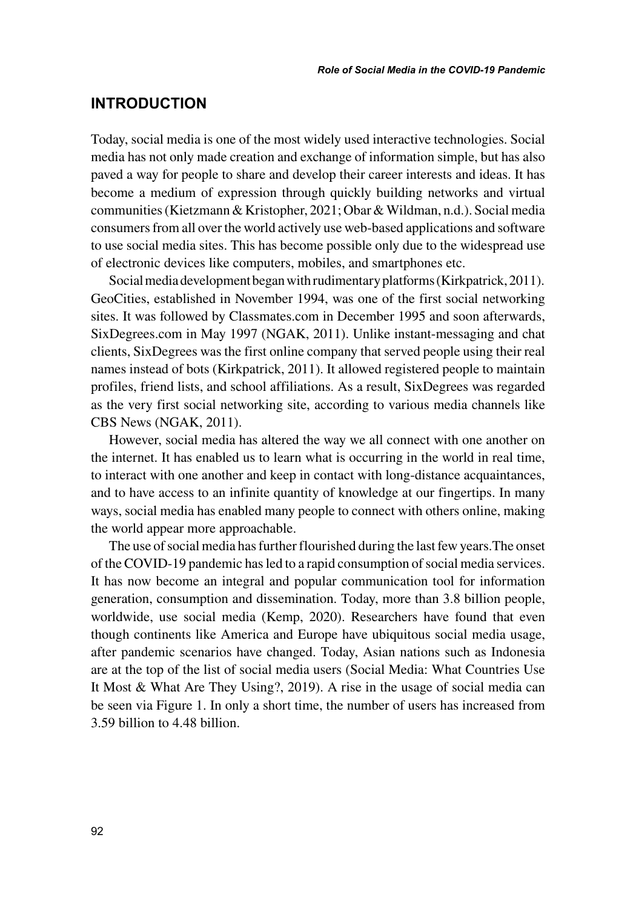## INTRODUCTION

Today, social media is one of the most widely used interactive technologies. Social media has not only made creation and exchange of information simple, but has also paved a way for people to share and develop their career interests and ideas. It has become a medium of expression through quickly building networks and virtual communities (Kietzmann & Kristopher, 2021; Obar & Wildman, n.d.). Social media consumers from all over the world actively use web-based applications and software to use social media sites. This has become possible only due to the widespread use of electronic devices like computers, mobiles, and smartphones etc.

Social media development began with rudimentary platforms (Kirkpatrick, 2011). GeoCities, established in November 1994, was one of the first social networking sites. It was followed by Classmates.com in December 1995 and soon afterwards, SixDegrees.com in May 1997 (NGAK, 2011). Unlike instant-messaging and chat clients, SixDegrees was the first online company that served people using their real names instead of bots (Kirkpatrick, 2011). It allowed registered people to maintain profiles, friend lists, and school affiliations. As a result, SixDegrees was regarded as the very first social networking site, according to various media channels like CBS News (NGAK, 2011).

However, social media has altered the way we all connect with one another on the internet. It has enabled us to learn what is occurring in the world in real time, to interact with one another and keep in contact with long-distance acquaintances, and to have access to an infinite quantity of knowledge at our fingertips. In many ways, social media has enabled many people to connect with others online, making the world appear more approachable.

The use of social media has further flourished during the last few years.The onset of the COVID-19 pandemic has led to a rapid consumption of social media services. It has now become an integral and popular communication tool for information generation, consumption and dissemination. Today, more than 3.8 billion people, worldwide, use social media (Kemp, 2020). Researchers have found that even though continents like America and Europe have ubiquitous social media usage, after pandemic scenarios have changed. Today, Asian nations such as Indonesia are at the top of the list of social media users (Social Media: What Countries Use It Most & What Are They Using?, 2019). A rise in the usage of social media can be seen via Figure 1. In only a short time, the number of users has increased from 3.59 billion to 4.48 billion.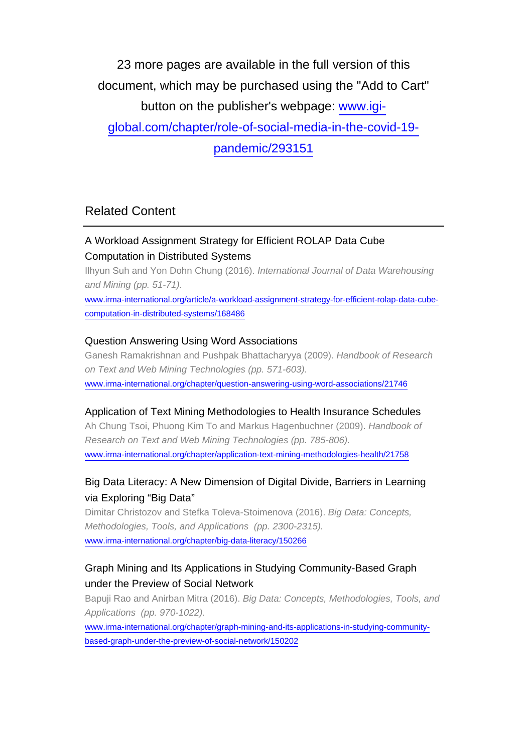23 more pages are available in the full version of this document, which may be purchased using the "Add to Cart" button on the publisher's webpage: www.igi-global.com/chapter/role-of-social-media-in-the-covid-19-pandemic/293151

## Related Content

A Workload Assignment Strategy for Efficient ROLAP Data Cube Computation in Distributed Systems

Ilhyun Suh and Yon Dohn Chung (2016). *International Journal of Data Warehousing and Mining (pp. 51-71).*

www.irma-international.org/article/a-workload-assignment-strategy-for-efficient-rolap-data-cube-computation-in-distributed-systems/168486

Question Answering Using Word Associations

Ganesh Ramakrishnan and Pushpak Bhattacharyya (2009). *Handbook of Research on Text and Web Mining Technologies (pp. 571-603).*

www.irma-international.org/chapter/question-answering-using-word-associations/21746

Application of Text Mining Methodologies to Health Insurance Schedules

Ah Chung Tsoi, Phuong Kim To and Markus Hagenbuchner (2009). *Handbook of Research on Text and Web Mining Technologies (pp. 785-806).*

www.irma-international.org/chapter/application-text-mining-methodologies-health/21758

Big Data Literacy: A New Dimension of Digital Divide, Barriers in Learning via Exploring “Big Data”

Dimitar Christozov and Stefka Toleva-Stoimenova (2016). *Big Data: Concepts, Methodologies, Tools, and Applications (pp. 2300-2315).*

www.irma-international.org/chapter/big-data-literacy/150266

Graph Mining and Its Applications in Studying Community-Based Graph under the Preview of Social Network

Bapuji Rao and Anirban Mitra (2016). *Big Data: Concepts, Methodologies, Tools, and Applications (pp. 970-1022).*

www.irma-international.org/chapter/graph-mining-and-its-applications-in-studying-community-based-graph-under-the-preview-of-social-network/150202